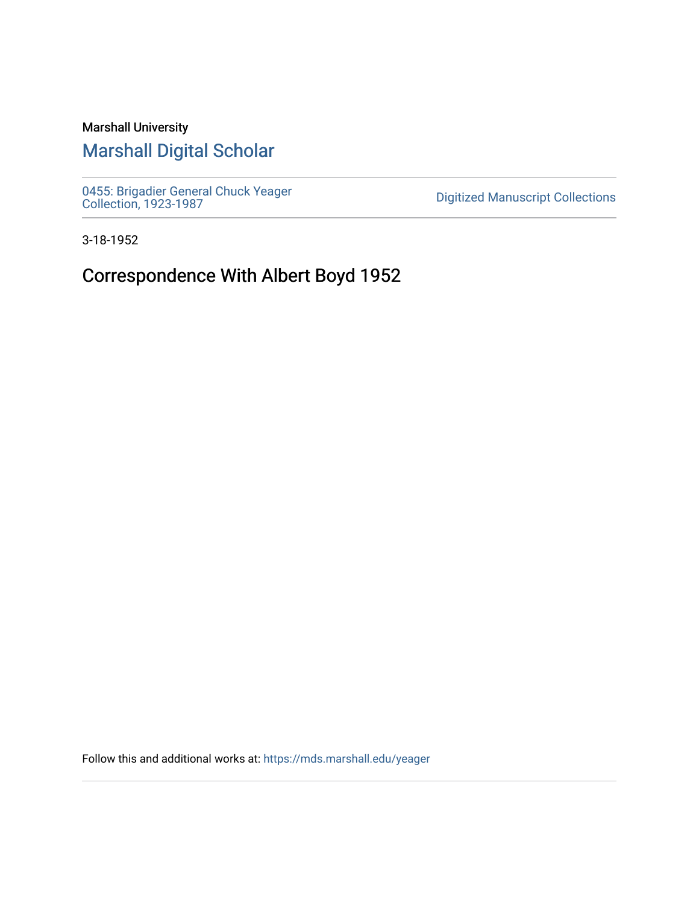Marshall University

# Marshall Digital Scholar

0455: Brigadier General Chuck Yeager Collection, 1923-1987

Digitized Manuscript Collections

3-18-1952

## Correspondence With Albert Boyd 1952

Follow this and additional works at: https://mds.marshall.edu/yeager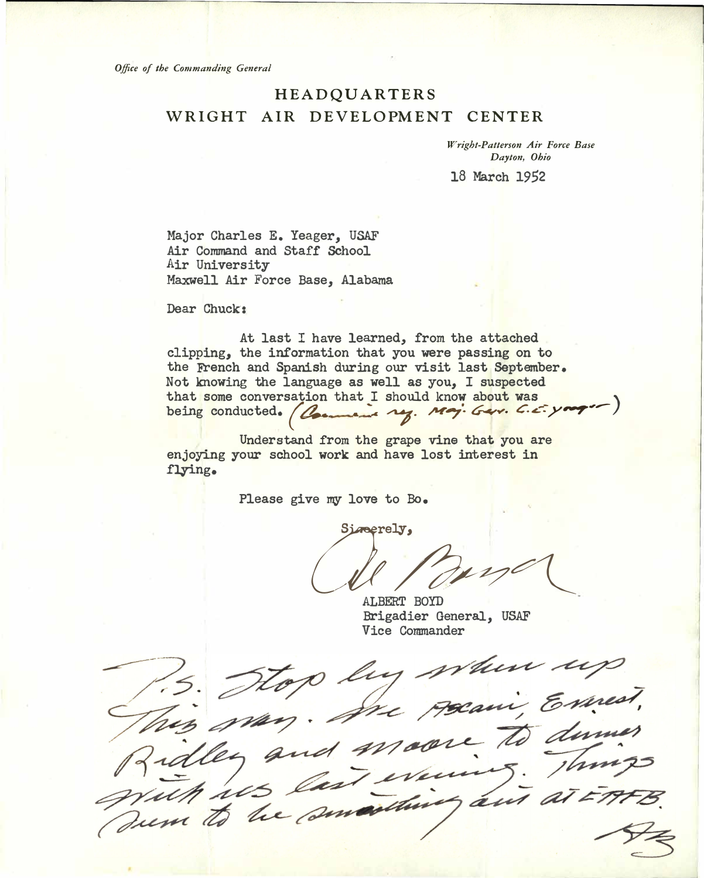*Office of the Commanding General*

# HEADQUARTERS
## WRIGHT AIR DEVELOPMENT CENTER

*Wright-Patterson Air Force Base*
*Dayton, Ohio*

18 March 1952

Major Charles E. Yeager, USAF
Air Command and Staff School
Air University
Maxwell Air Force Base, Alabama

Dear Chuck:

At last I have learned, from the attached clipping, the information that you were passing on to the French and Spanish during our visit last September. Not knowing the language as well as you, I suspected that some conversation that I should know about was being conducted. (Comments reg. Maj. Gen. C.E. Yeager)

Understand from the grape vine that you are enjoying your school work and have lost interest in flying.

Please give my love to Bo.

Sincerely,

Al Boyd

ALBERT BOYD
Brigadier General, USAF
Vice Commander

P.S. Stop by when up this way. Are Ascani, Everest, Ridley and Moore to dinner with us last evening. Things seem to be smoothing out at EAFB.

AB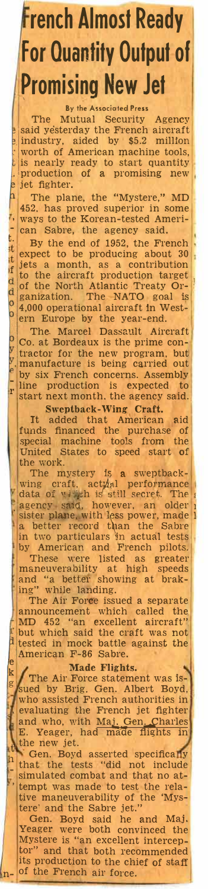# French Almost Ready For Quantity Output of Promising New Jet

By the Associated Press

The Mutual Security Agency said yesterday the French aircraft industry, aided by $5.2 million worth of American machine tools, is nearly ready to start quantity production of a promising new jet fighter.

The plane, the "Mystere," MD 452, has proved superior in some ways to the Korean-tested American Sabre, the agency said.

By the end of 1952, the French expect to be producing about 30 jets a month, as a contribution to the aircraft production target of the North Atlantic Treaty Organization. The NATO goal is 4,000 operational aircraft in Western Europe by the year-end.

The Marcel Dassault Aircraft Co. at Bordeaux is the prime contractor for the new program, but manufacture is being carried out by six French concerns. Assembly line production is expected to start next month, the agency said.

### Sweptback-Wing Craft.

It added that American aid funds financed the purchase of special machine tools from the United States to speed start of the work.

The mystery is a sweptback-wing craft, actual performance data of which is still secret. The agency said, however, an older sister plane, with less power, made a better record than the Sabre in two particulars in actual tests by American and French pilots.

These were listed as greater maneuverability at high speeds and "a better showing at braking" while landing.

The Air Force issued a separate announcement which called the MD 452 "an excellent aircraft" but which said the craft was not tested in mock battle against the American F-86 Sabre.

### Made Flights.

The Air Force statement was issued by Brig. Gen. Albert Boyd, who assisted French authorities in evaluating the French jet fighter and who, with Maj. Gen. Charles E. Yeager, had made flights in the new jet.

Gen. Boyd asserted specifically that the tests "did not include simulated combat and that no attempt was made to test the relative maneuverability of the 'Mystere' and the Sabre jet."

Gen. Boyd said he and Maj. Yeager were both convinced the Mystere is "an excellent interceptor" and that both recommended its production to the chief of staff of the French air force.